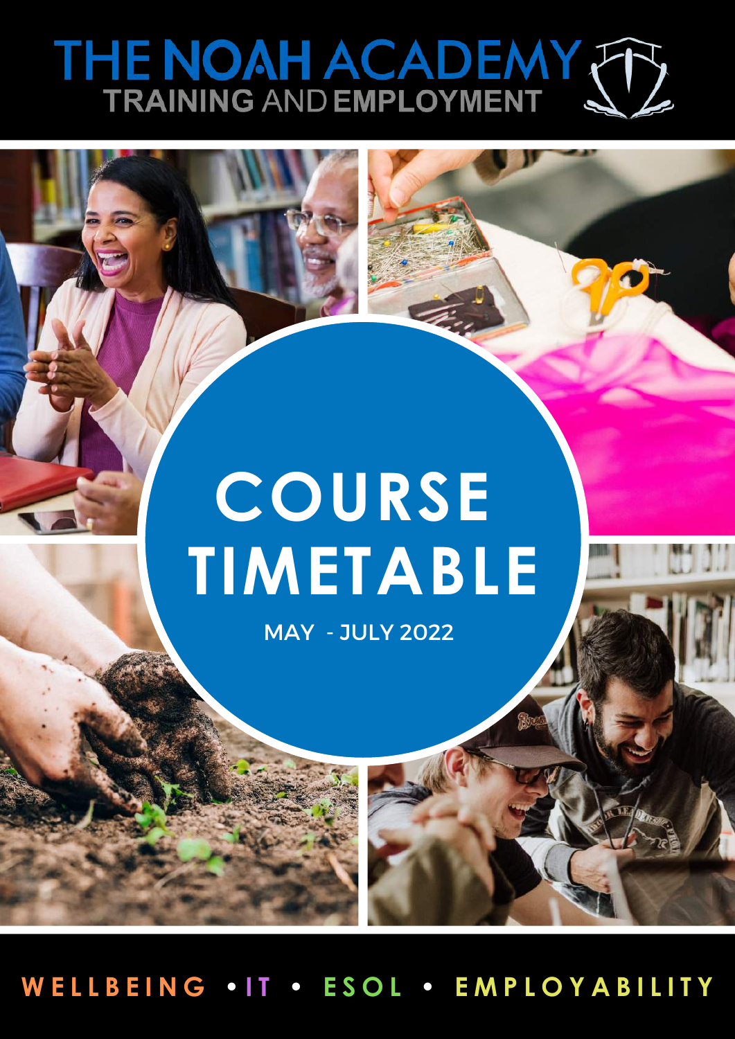# THE NOAH ACADEMY

TRAINING AND EMPLOYMENT

# COURSE TIMETABLE

MAY - JULY 2022

WELLBEING • IT • ESOL • EMPLOYABILITY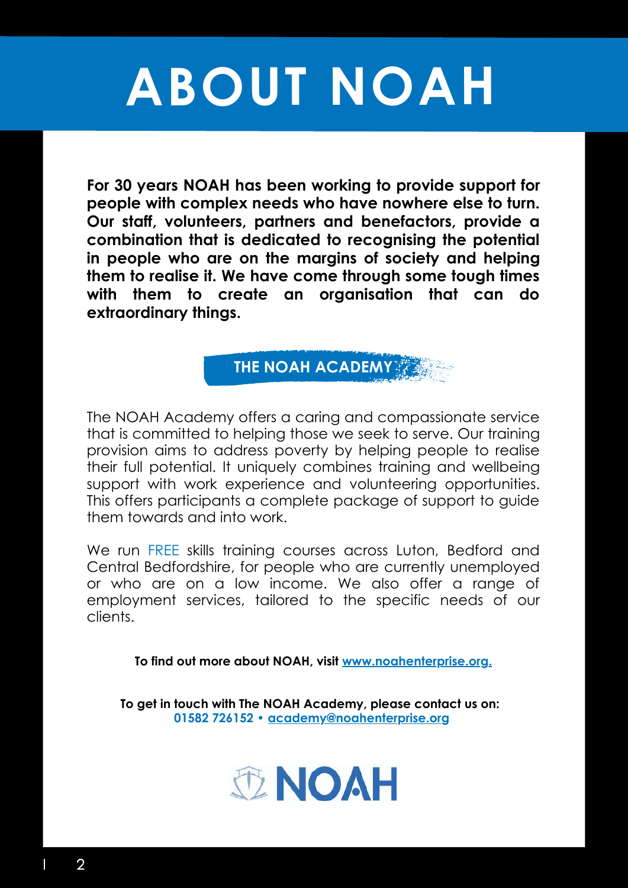# ABOUT NOAH

**For 30 years NOAH has been working to provide support for people with complex needs who have nowhere else to turn. Our staff, volunteers, partners and benefactors, provide a combination that is dedicated to recognising the potential in people who are on the margins of society and helping them to realise it. We have come through some tough times with them to create an organisation that can do extraordinary things.**

## THE NOAH ACADEMY

The NOAH Academy offers a caring and compassionate service that is committed to helping those we seek to serve. Our training provision aims to address poverty by helping people to realise their full potential. It uniquely combines training and wellbeing support with work experience and volunteering opportunities. This offers participants a complete package of support to guide them towards and into work.

We run FREE skills training courses across Luton, Bedford and Central Bedfordshire, for people who are currently unemployed or who are on a low income. We also offer a range of employment services, tailored to the specific needs of our clients.

**To find out more about NOAH, visit www.noahenterprise.org.**

**To get in touch with The NOAH Academy, please contact us on:**
**01582 726152 • academy@noahenterprise.org**

NOAH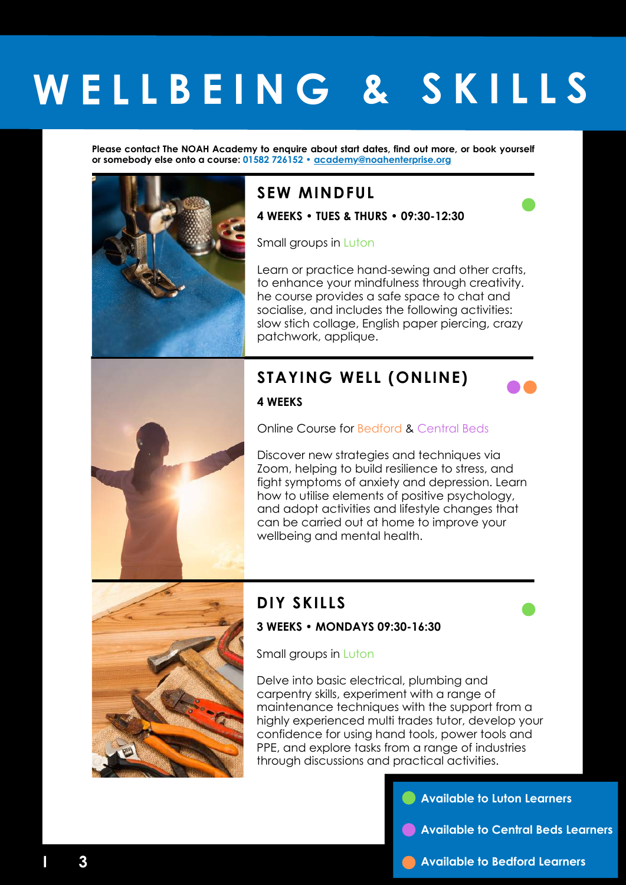# WELLBEING & SKILLS

**Please contact The NOAH Academy to enquire about start dates, find out more, or book yourself or somebody else onto a course: 01582 726152 • academy@noahenterprise.org**

## SEW MINDFUL

**4 WEEKS • TUES & THURS • 09:30-12:30**

Small groups in Luton

Learn or practice hand-sewing and other crafts, to enhance your mindfulness through creativity. he course provides a safe space to chat and socialise, and includes the following activities: slow stich collage, English paper piercing, crazy patchwork, applique.

## STAYING WELL (ONLINE)

**4 WEEKS**

Online Course for Bedford & Central Beds

Discover new strategies and techniques via Zoom, helping to build resilience to stress, and fight symptoms of anxiety and depression. Learn how to utilise elements of positive psychology, and adopt activities and lifestyle changes that can be carried out at home to improve your wellbeing and mental health.

## DIY SKILLS

**3 WEEKS • MONDAYS 09:30-16:30**

Small groups in Luton

Delve into basic electrical, plumbing and carpentry skills, experiment with a range of maintenance techniques with the support from a highly experienced multi trades tutor, develop your confidence for using hand tools, power tools and PPE, and explore tasks from a range of industries through discussions and practical activities.

- **Available to Luton Learners**
- **Available to Central Beds Learners**
- **Available to Bedford Learners**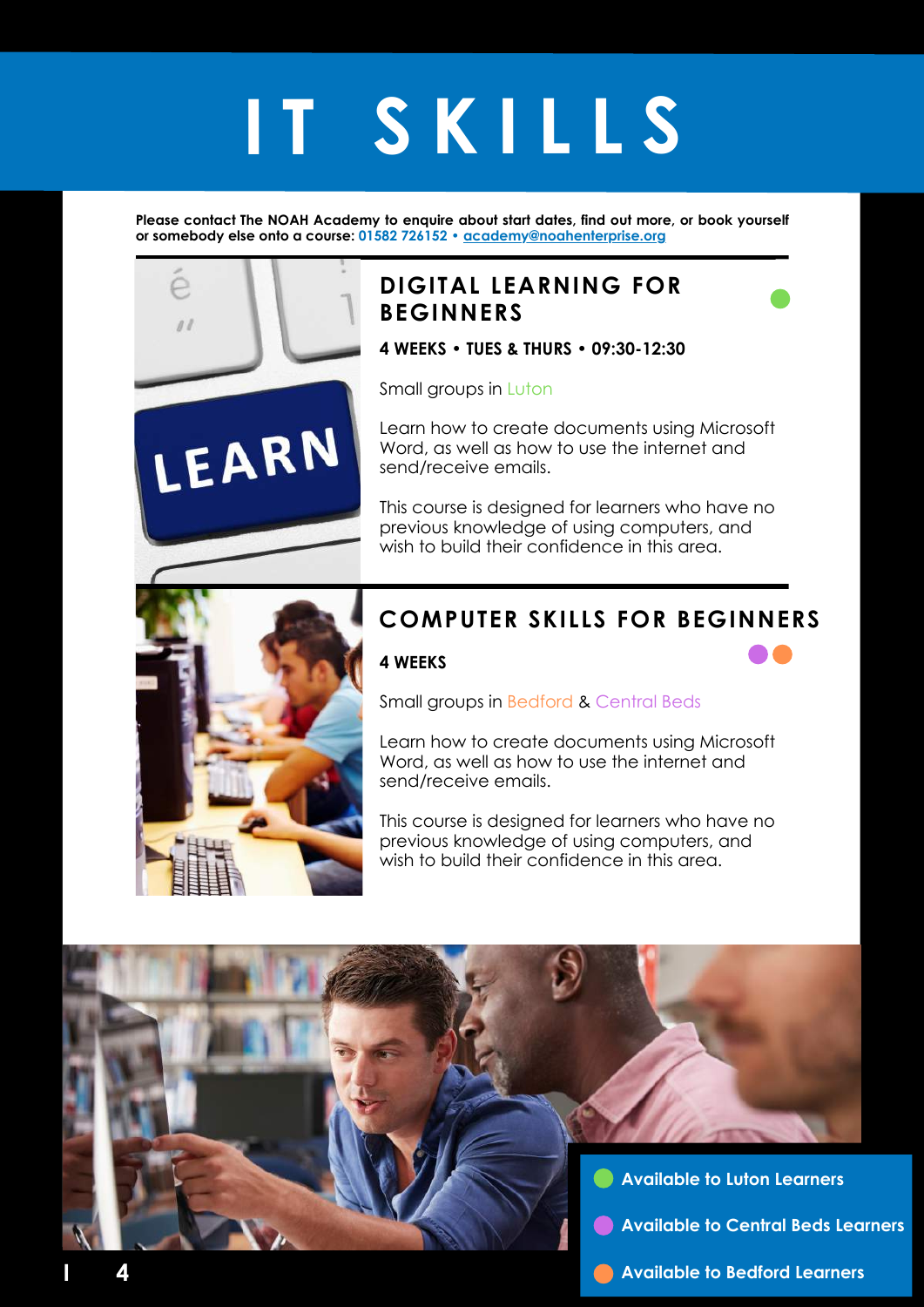# IT SKILLS

**Please contact The NOAH Academy to enquire about start dates, find out more, or book yourself or somebody else onto a course: 01582 726152 • academy@noahenterprise.org**

## DIGITAL LEARNING FOR BEGINNERS

**4 WEEKS • TUES & THURS • 09:30-12:30**

Small groups in Luton

Learn how to create documents using Microsoft Word, as well as how to use the internet and send/receive emails.

This course is designed for learners who have no previous knowledge of using computers, and wish to build their confidence in this area.

## COMPUTER SKILLS FOR BEGINNERS

**4 WEEKS**

Small groups in Bedford & Central Beds

Learn how to create documents using Microsoft Word, as well as how to use the internet and send/receive emails.

This course is designed for learners who have no previous knowledge of using computers, and wish to build their confidence in this area.

- Available to Luton Learners
- Available to Central Beds Learners
- Available to Bedford Learners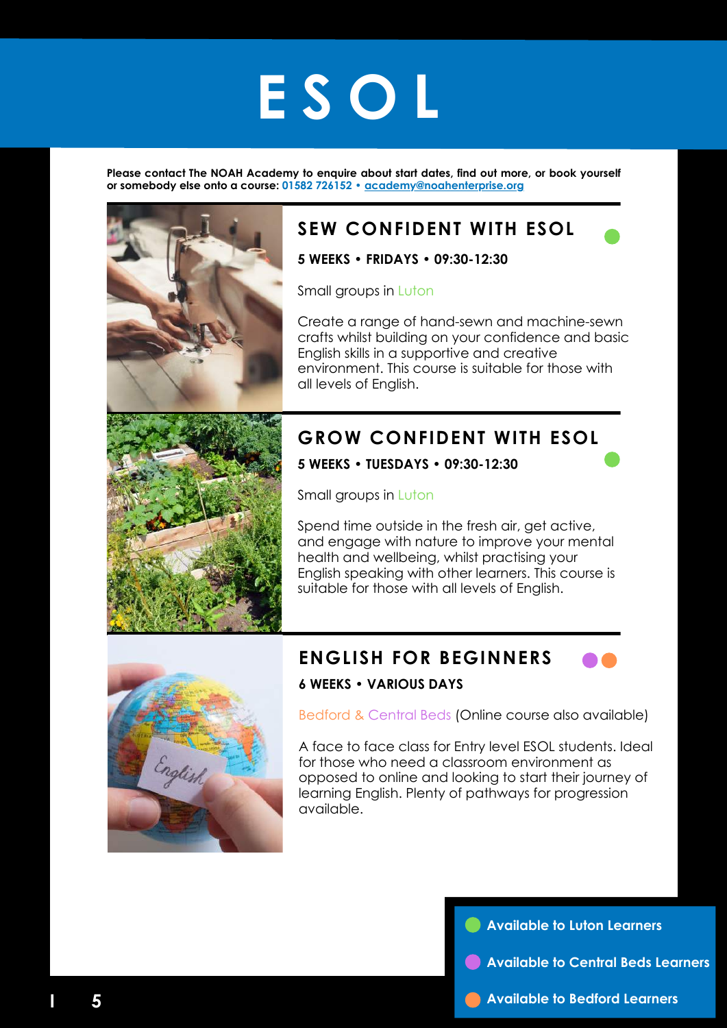# ESOL

**Please contact The NOAH Academy to enquire about start dates, find out more, or book yourself or somebody else onto a course: 01582 726152 • academy@noahenterprise.org**

## SEW CONFIDENT WITH ESOL

**5 WEEKS • FRIDAYS • 09:30-12:30**

Small groups in Luton

Create a range of hand-sewn and machine-sewn crafts whilst building on your confidence and basic English skills in a supportive and creative environment. This course is suitable for those with all levels of English.

## GROW CONFIDENT WITH ESOL

**5 WEEKS • TUESDAYS • 09:30-12:30**

Small groups in Luton

Spend time outside in the fresh air, get active, and engage with nature to improve your mental health and wellbeing, whilst practising your English speaking with other learners. This course is suitable for those with all levels of English.

## ENGLISH FOR BEGINNERS

**6 WEEKS • VARIOUS DAYS**

Bedford & Central Beds (Online course also available)

A face to face class for Entry level ESOL students. Ideal for those who need a classroom environment as opposed to online and looking to start their journey of learning English. Plenty of pathways for progression available.

- **Available to Luton Learners**
- **Available to Central Beds Learners**
- **Available to Bedford Learners**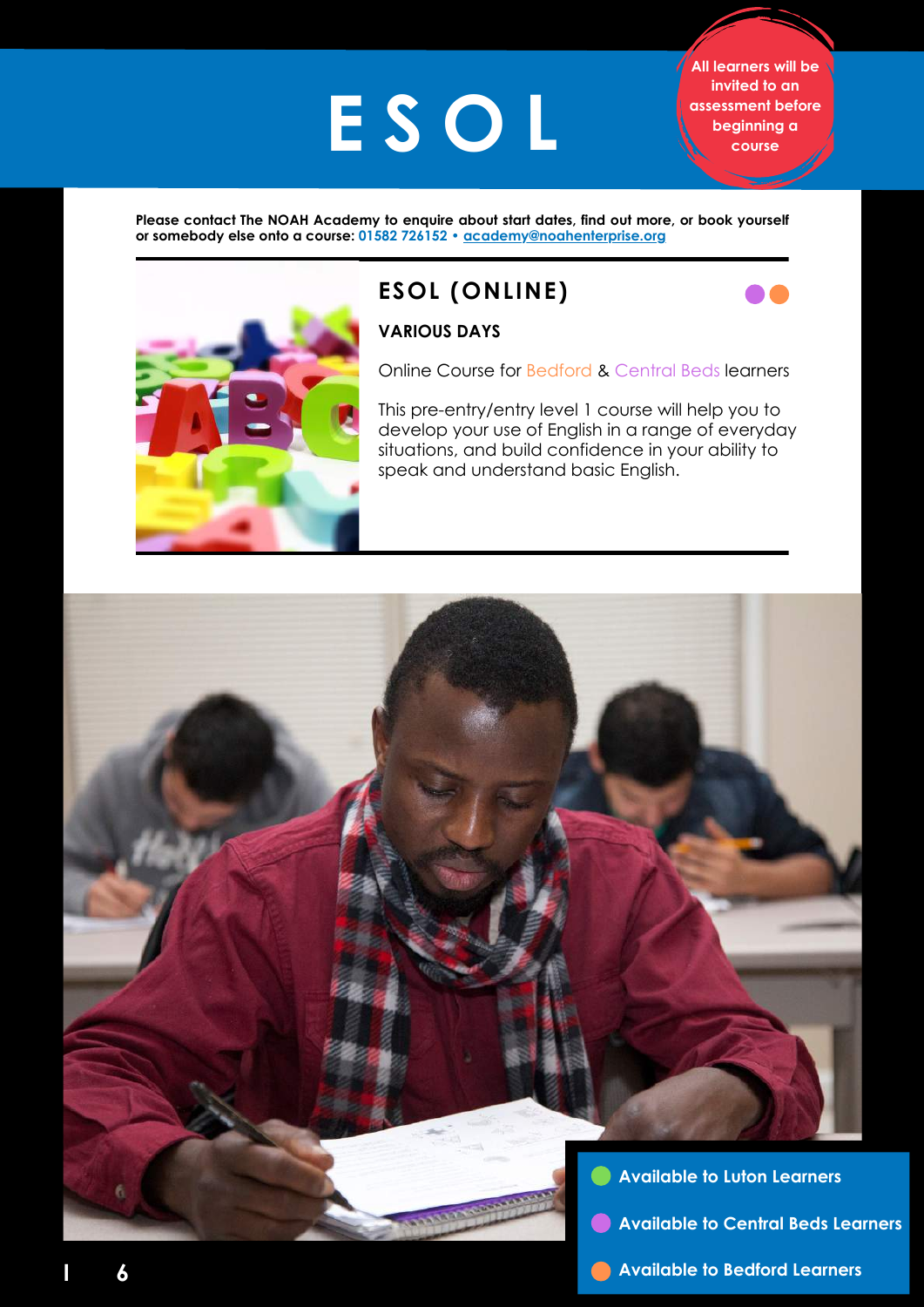# ESOL

All learners will be invited to an assessment before beginning a course

**Please contact The NOAH Academy to enquire about start dates, find out more, or book yourself or somebody else onto a course: 01582 726152 • academy@noahenterprise.org**

## ESOL (ONLINE)

**VARIOUS DAYS**

Online Course for Bedford & Central Beds learners

This pre-entry/entry level 1 course will help you to develop your use of English in a range of everyday situations, and build confidence in your ability to speak and understand basic English.

- Available to Luton Learners
- Available to Central Beds Learners
- Available to Bedford Learners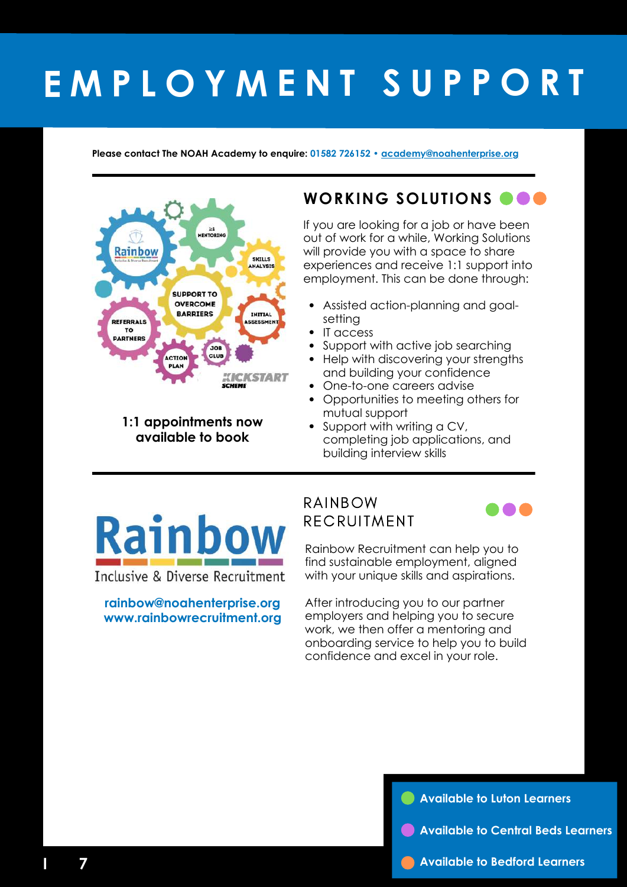# EMPLOYMENT SUPPORT

**Please contact The NOAH Academy to enquire: 01582 726152 • academy@noahenterprise.org**

---

## WORKING SOLUTIONS

**1:1 appointments now available to book**

If you are looking for a job or have been out of work for a while, Working Solutions will provide you with a space to share experiences and receive 1:1 support into employment. This can be done through:

- Assisted action-planning and goal-setting
- IT access
- Support with active job searching
- Help with discovering your strengths and building your confidence
- One-to-one careers advise
- Opportunities to meeting others for mutual support
- Support with writing a CV, completing job applications, and building interview skills

---

## RAINBOW RECRUITMENT

Rainbow Inclusive & Diverse Recruitment

rainbow@noahenterprise.org
www.rainbowrecruitment.org

Rainbow Recruitment can help you to find sustainable employment, aligned with your unique skills and aspirations.

After introducing you to our partner employers and helping you to secure work, we then offer a mentoring and onboarding service to help you to build confidence and excel in your role.

- Available to Luton Learners
- Available to Central Beds Learners
- Available to Bedford Learners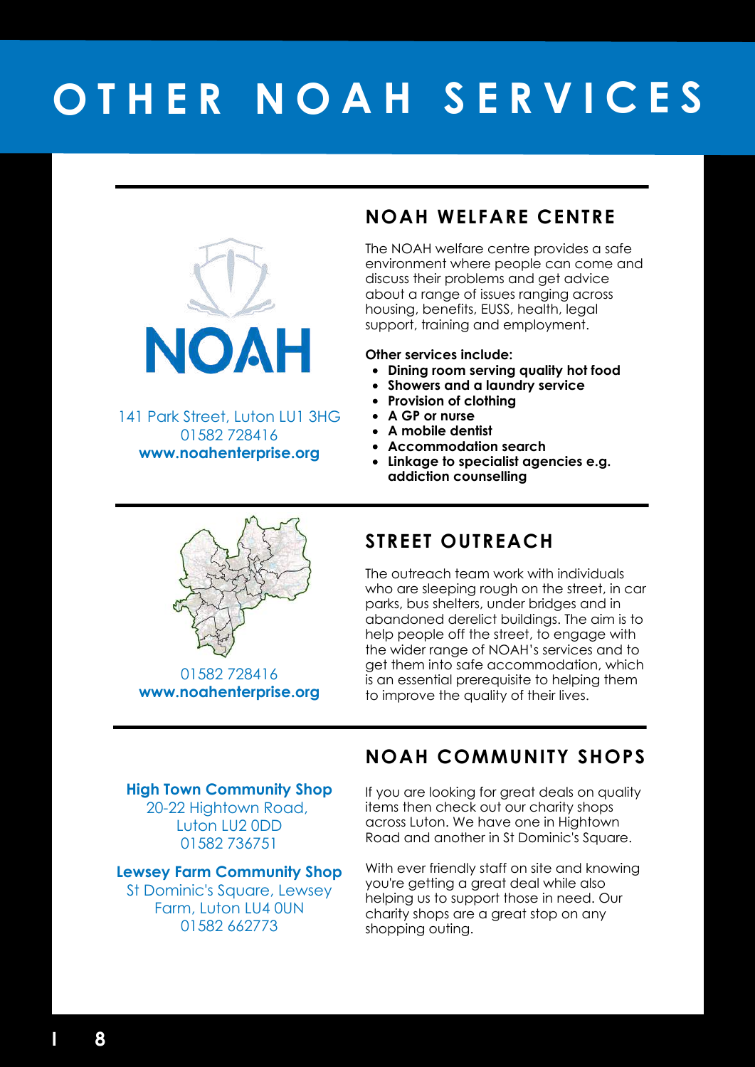# OTHER NOAH SERVICES

## NOAH WELFARE CENTRE

NOAH

141 Park Street, Luton LU1 3HG
01582 728416
**www.noahenterprise.org**

The NOAH welfare centre provides a safe environment where people can come and discuss their problems and get advice about a range of issues ranging across housing, benefits, EUSS, health, legal support, training and employment.

**Other services include:**

- **Dining room serving quality hot food**
- **Showers and a laundry service**
- **Provision of clothing**
- **A GP or nurse**
- **A mobile dentist**
- **Accommodation search**
- **Linkage to specialist agencies e.g. addiction counselling**

## STREET OUTREACH

01582 728416
**www.noahenterprise.org**

The outreach team work with individuals who are sleeping rough on the street, in car parks, bus shelters, under bridges and in abandoned derelict buildings. The aim is to help people off the street, to engage with the wider range of NOAH's services and to get them into safe accommodation, which is an essential prerequisite to helping them to improve the quality of their lives.

## NOAH COMMUNITY SHOPS

**High Town Community Shop**
20-22 Hightown Road,
Luton LU2 0DD
01582 736751

**Lewsey Farm Community Shop**
St Dominic's Square, Lewsey Farm, Luton LU4 0UN
01582 662773

If you are looking for great deals on quality items then check out our charity shops across Luton. We have one in Hightown Road and another in St Dominic's Square.

With ever friendly staff on site and knowing you're getting a great deal while also helping us to support those in need. Our charity shops are a great stop on any shopping outing.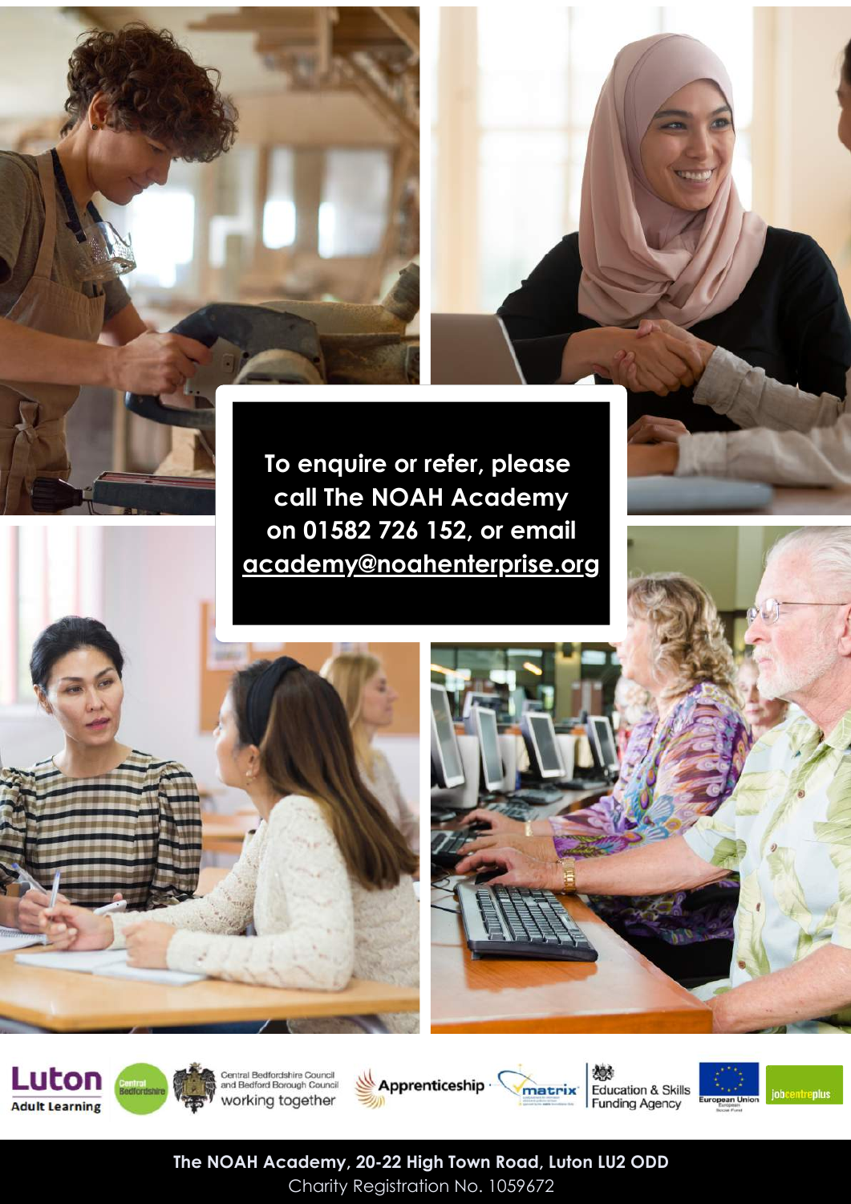**To enquire or refer, please call The NOAH Academy on 01582 726 152, or email [academy@noahenterprise.org](mailto:academy@noahenterprise.org)**

**The NOAH Academy, 20-22 High Town Road, Luton LU2 0DD**
Charity Registration No. 1059672